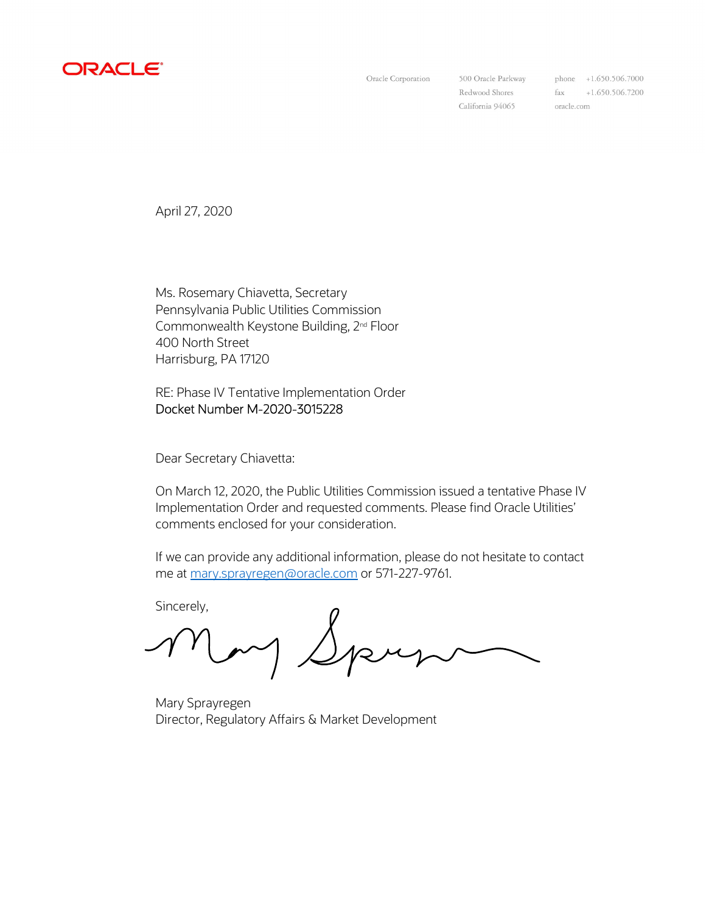ORACLE

Oracle Corporation

500 Oracle Parkway
Redwood Shores
California 94065

phone +1.650.506.7000
fax +1.650.506.7200
oracle.com

April 27, 2020

Ms. Rosemary Chiavetta, Secretary
Pennsylvania Public Utilities Commission
Commonwealth Keystone Building, 2nd Floor
400 North Street
Harrisburg, PA 17120

RE: Phase IV Tentative Implementation Order
Docket Number M-2020-3015228

Dear Secretary Chiavetta:

On March 12, 2020, the Public Utilities Commission issued a tentative Phase IV Implementation Order and requested comments. Please find Oracle Utilities' comments enclosed for your consideration.

If we can provide any additional information, please do not hesitate to contact me at mary.sprayregen@oracle.com or 571-227-9761.

Sincerely,

Mary Sprayregen
Director, Regulatory Affairs & Market Development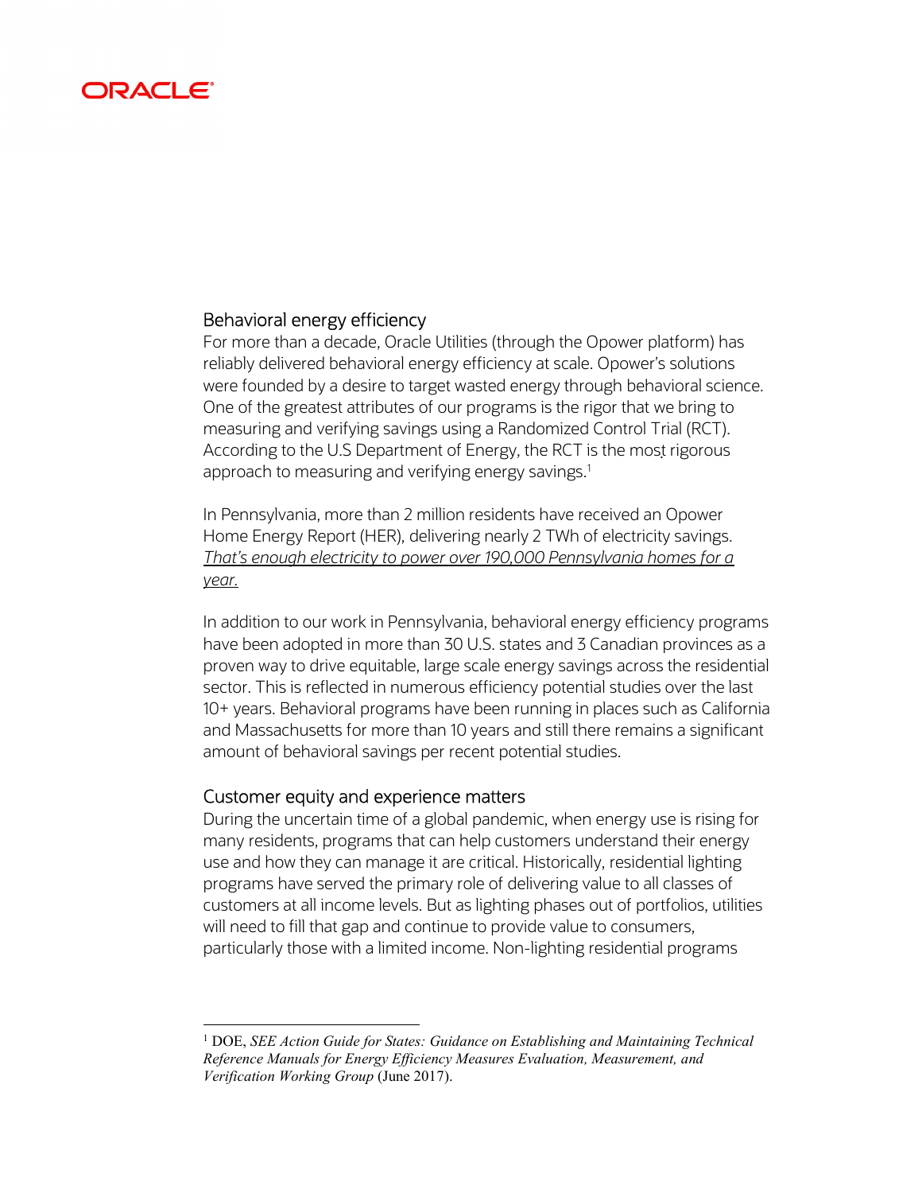## Behavioral energy efficiency

For more than a decade, Oracle Utilities (through the Opower platform) has reliably delivered behavioral energy efficiency at scale. Opower's solutions were founded by a desire to target wasted energy through behavioral science. One of the greatest attributes of our programs is the rigor that we bring to measuring and verifying savings using a Randomized Control Trial (RCT). According to the U.S Department of Energy, the RCT is the most rigorous approach to measuring and verifying energy savings.[1]

In Pennsylvania, more than 2 million residents have received an Opower Home Energy Report (HER), delivering nearly 2 TWh of electricity savings. *That's enough electricity to power over 190,000 Pennsylvania homes for a year.*

In addition to our work in Pennsylvania, behavioral energy efficiency programs have been adopted in more than 30 U.S. states and 3 Canadian provinces as a proven way to drive equitable, large scale energy savings across the residential sector. This is reflected in numerous efficiency potential studies over the last 10+ years. Behavioral programs have been running in places such as California and Massachusetts for more than 10 years and still there remains a significant amount of behavioral savings per recent potential studies.

## Customer equity and experience matters

During the uncertain time of a global pandemic, when energy use is rising for many residents, programs that can help customers understand their energy use and how they can manage it are critical. Historically, residential lighting programs have served the primary role of delivering value to all classes of customers at all income levels. But as lighting phases out of portfolios, utilities will need to fill that gap and continue to provide value to consumers, particularly those with a limited income. Non-lighting residential programs

---

[1] DOE, *SEE Action Guide for States: Guidance on Establishing and Maintaining Technical Reference Manuals for Energy Efficiency Measures Evaluation, Measurement, and Verification Working Group* (June 2017).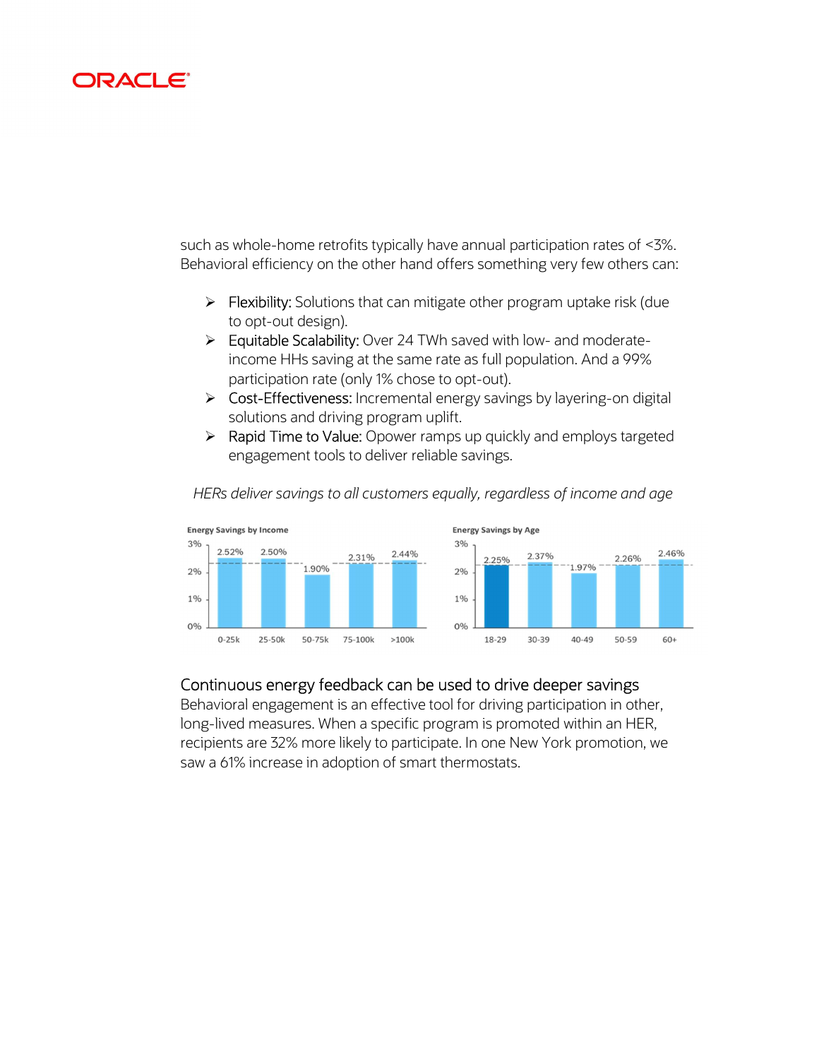such as whole-home retrofits typically have annual participation rates of <3%. Behavioral efficiency on the other hand offers something very few others can:

- Flexibility: Solutions that can mitigate other program uptake risk (due to opt-out design).
- Equitable Scalability: Over 24 TWh saved with low- and moderate-income HHs saving at the same rate as full population. And a 99% participation rate (only 1% chose to opt-out).
- Cost-Effectiveness: Incremental energy savings by layering-on digital solutions and driving program uplift.
- Rapid Time to Value: Opower ramps up quickly and employs targeted engagement tools to deliver reliable savings.

*HERs deliver savings to all customers equally, regardless of income and age*

**Energy Savings by Income**

| Income | Savings |
| --- | --- |
| 0-25k | 2.52% |
| 25-50k | 2.50% |
| 50-75k | 1.90% |
| 75-100k | 2.31% |
| >100k | 2.44% |

**Energy Savings by Age**

| Age | Savings |
| --- | --- |
| 18-29 | 2.25% |
| 30-39 | 2.37% |
| 40-49 | 1.97% |
| 50-59 | 2.26% |
| 60+ | 2.46% |

## Continuous energy feedback can be used to drive deeper savings

Behavioral engagement is an effective tool for driving participation in other, long-lived measures. When a specific program is promoted within an HER, recipients are 32% more likely to participate. In one New York promotion, we saw a 61% increase in adoption of smart thermostats.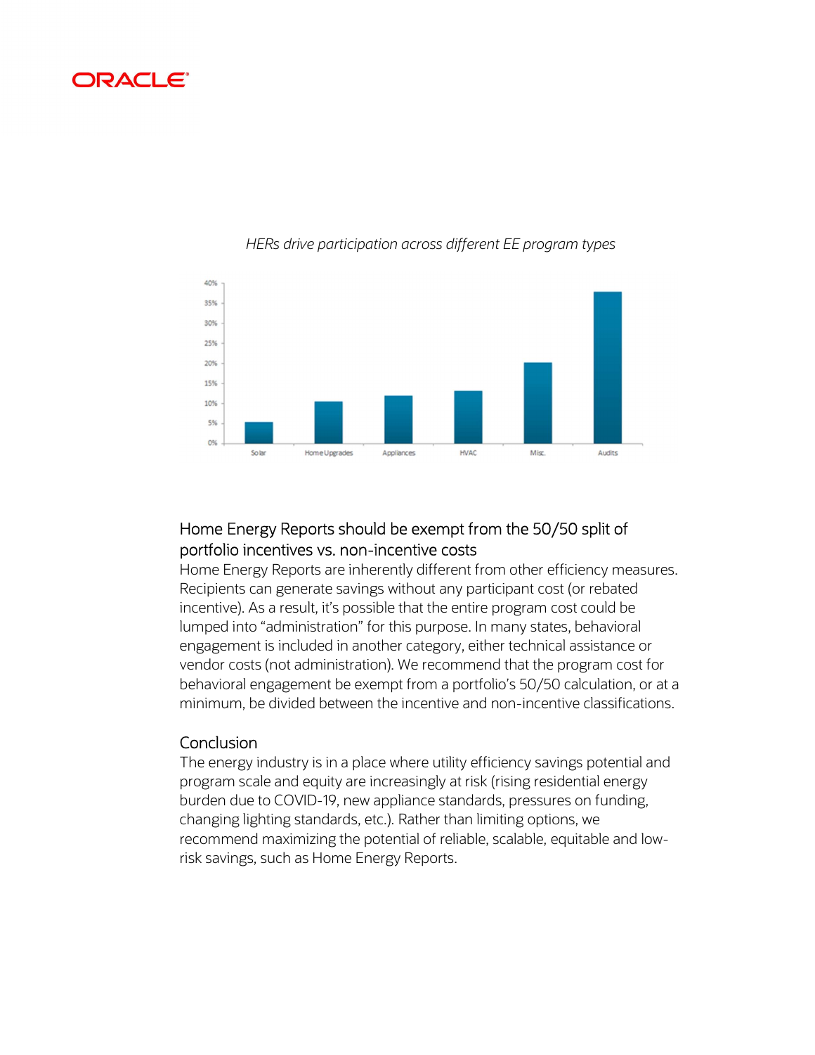*HERs drive participation across different EE program types*

40%
35%
30%
25%
20%
15%
10%
5%
0%

Solar
Home Upgrades
Appliances
HVAC
Misc.
Audits

## Home Energy Reports should be exempt from the 50/50 split of portfolio incentives vs. non-incentive costs

Home Energy Reports are inherently different from other efficiency measures. Recipients can generate savings without any participant cost (or rebated incentive). As a result, it's possible that the entire program cost could be lumped into "administration" for this purpose. In many states, behavioral engagement is included in another category, either technical assistance or vendor costs (not administration). We recommend that the program cost for behavioral engagement be exempt from a portfolio's 50/50 calculation, or at a minimum, be divided between the incentive and non-incentive classifications.

## Conclusion

The energy industry is in a place where utility efficiency savings potential and program scale and equity are increasingly at risk (rising residential energy burden due to COVID-19, new appliance standards, pressures on funding, changing lighting standards, etc.). Rather than limiting options, we recommend maximizing the potential of reliable, scalable, equitable and low-risk savings, such as Home Energy Reports.